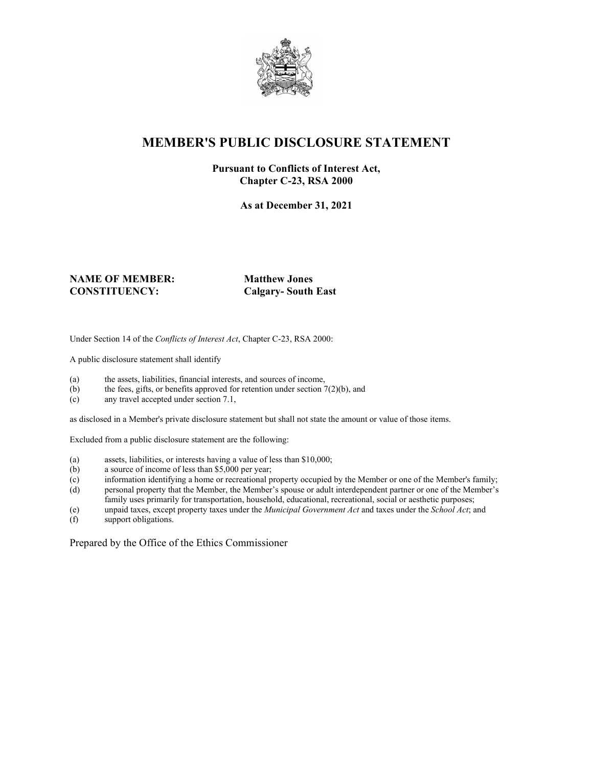# MEMBER'S PUBLIC DISCLOSURE STATEMENT

**Pursuant to Conflicts of Interest Act, Chapter C-23, RSA 2000**

**As at December 31, 2021**

**NAME OF MEMBER:** **Matthew Jones**
**CONSTITUENCY:** **Calgary- South East**

Under Section 14 of the *Conflicts of Interest Act*, Chapter C-23, RSA 2000:

A public disclosure statement shall identify

(a) the assets, liabilities, financial interests, and sources of income,
(b) the fees, gifts, or benefits approved for retention under section 7(2)(b), and
(c) any travel accepted under section 7.1,

as disclosed in a Member's private disclosure statement but shall not state the amount or value of those items.

Excluded from a public disclosure statement are the following:

(a) assets, liabilities, or interests having a value of less than $10,000;
(b) a source of income of less than $5,000 per year;
(c) information identifying a home or recreational property occupied by the Member or one of the Member's family;
(d) personal property that the Member, the Member's spouse or adult interdependent partner or one of the Member's family uses primarily for transportation, household, educational, recreational, social or aesthetic purposes;
(e) unpaid taxes, except property taxes under the *Municipal Government Act* and taxes under the *School Act*; and
(f) support obligations.

Prepared by the Office of the Ethics Commissioner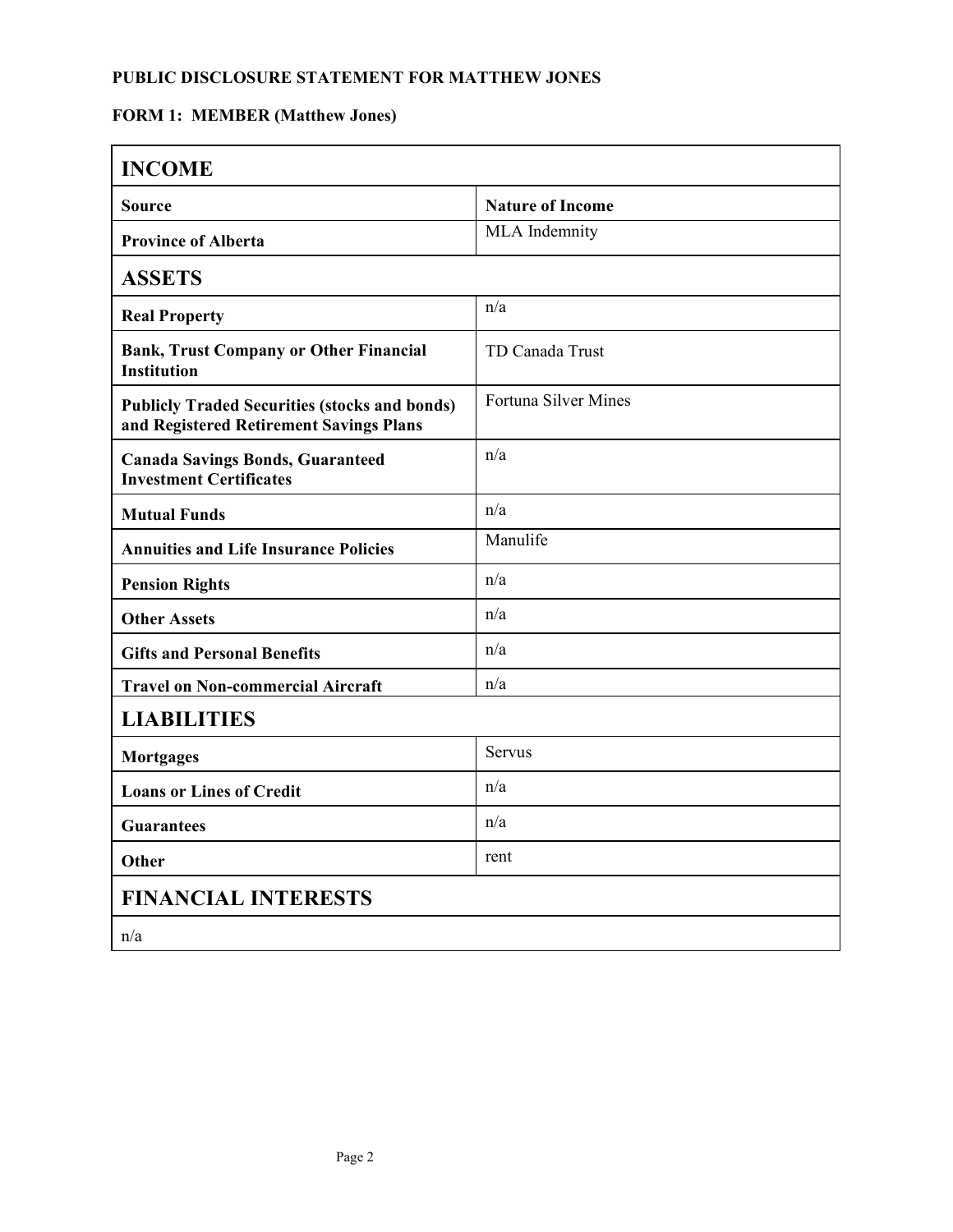**PUBLIC DISCLOSURE STATEMENT FOR MATTHEW JONES**

**FORM 1: MEMBER (Matthew Jones)**

| **INCOME** | |
|---|---|
| **Source** | **Nature of Income** |
| **Province of Alberta** | MLA Indemnity |
| **ASSETS** | |
| **Real Property** | n/a |
| **Bank, Trust Company or Other Financial Institution** | TD Canada Trust |
| **Publicly Traded Securities (stocks and bonds) and Registered Retirement Savings Plans** | Fortuna Silver Mines |
| **Canada Savings Bonds, Guaranteed Investment Certificates** | n/a |
| **Mutual Funds** | n/a |
| **Annuities and Life Insurance Policies** | Manulife |
| **Pension Rights** | n/a |
| **Other Assets** | n/a |
| **Gifts and Personal Benefits** | n/a |
| **Travel on Non-commercial Aircraft** | n/a |
| **LIABILITIES** | |
| **Mortgages** | Servus |
| **Loans or Lines of Credit** | n/a |
| **Guarantees** | n/a |
| **Other** | rent |
| **FINANCIAL INTERESTS** | |
| n/a | |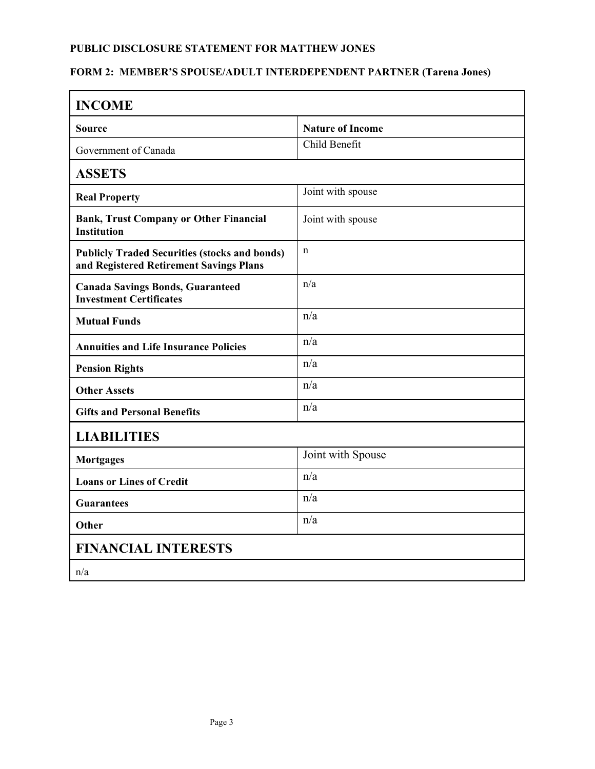**PUBLIC DISCLOSURE STATEMENT FOR MATTHEW JONES**

**FORM 2: MEMBER'S SPOUSE/ADULT INTERDEPENDENT PARTNER (Tarena Jones)**

| **INCOME** | |
|---|---|
| **Source** | **Nature of Income** |
| Government of Canada | Child Benefit |
| **ASSETS** | |
| **Real Property** | Joint with spouse |
| **Bank, Trust Company or Other Financial Institution** | Joint with spouse |
| **Publicly Traded Securities (stocks and bonds) and Registered Retirement Savings Plans** | n |
| **Canada Savings Bonds, Guaranteed Investment Certificates** | n/a |
| **Mutual Funds** | n/a |
| **Annuities and Life Insurance Policies** | n/a |
| **Pension Rights** | n/a |
| **Other Assets** | n/a |
| **Gifts and Personal Benefits** | n/a |
| **LIABILITIES** | |
| **Mortgages** | Joint with Spouse |
| **Loans or Lines of Credit** | n/a |
| **Guarantees** | n/a |
| **Other** | n/a |
| **FINANCIAL INTERESTS** | |
| n/a | |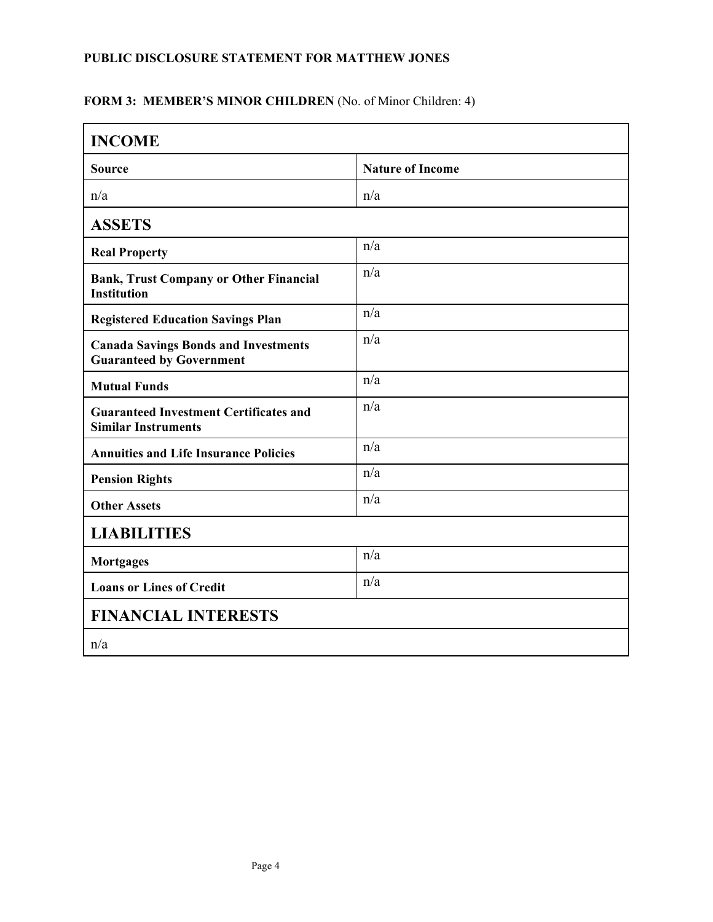**PUBLIC DISCLOSURE STATEMENT FOR MATTHEW JONES**

**FORM 3: MEMBER'S MINOR CHILDREN** (No. of Minor Children: 4)

## INCOME

| Source | Nature of Income |
|---|---|
| n/a | n/a |

## ASSETS

| | |
|---|---|
| **Real Property** | n/a |
| **Bank, Trust Company or Other Financial Institution** | n/a |
| **Registered Education Savings Plan** | n/a |
| **Canada Savings Bonds and Investments Guaranteed by Government** | n/a |
| **Mutual Funds** | n/a |
| **Guaranteed Investment Certificates and Similar Instruments** | n/a |
| **Annuities and Life Insurance Policies** | n/a |
| **Pension Rights** | n/a |
| **Other Assets** | n/a |

## LIABILITIES

| | |
|---|---|
| **Mortgages** | n/a |
| **Loans or Lines of Credit** | n/a |

## FINANCIAL INTERESTS

n/a